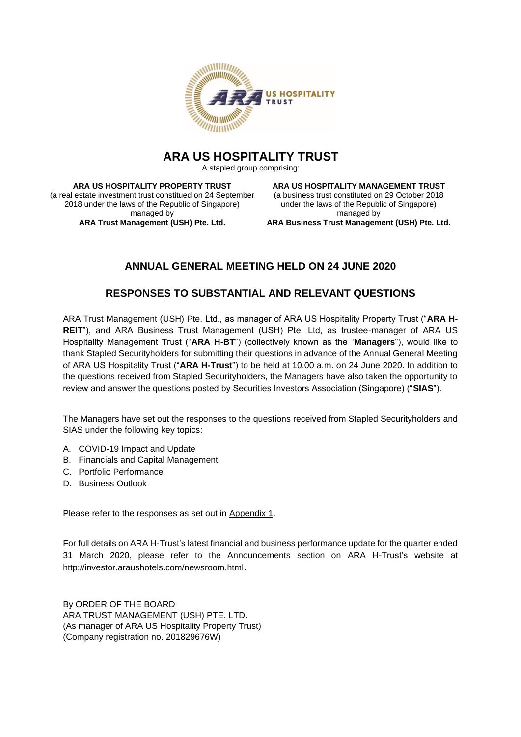# ARA US HOSPITALITY TRUST

A stapled group comprising:

**ARA US HOSPITALITY PROPERTY TRUST**
(a real estate investment trust constitued on 24 September 2018 under the laws of the Republic of Singapore)
managed by
**ARA Trust Management (USH) Pte. Ltd.**

**ARA US HOSPITALITY MANAGEMENT TRUST**
(a business trust constituted on 29 October 2018 under the laws of the Republic of Singapore)
managed by
**ARA Business Trust Management (USH) Pte. Ltd.**

## ANNUAL GENERAL MEETING HELD ON 24 JUNE 2020

## RESPONSES TO SUBSTANTIAL AND RELEVANT QUESTIONS

ARA Trust Management (USH) Pte. Ltd., as manager of ARA US Hospitality Property Trust ("**ARA H-REIT**"), and ARA Business Trust Management (USH) Pte. Ltd, as trustee-manager of ARA US Hospitality Management Trust ("**ARA H-BT**") (collectively known as the "**Managers**"), would like to thank Stapled Securityholders for submitting their questions in advance of the Annual General Meeting of ARA US Hospitality Trust ("**ARA H-Trust**") to be held at 10.00 a.m. on 24 June 2020. In addition to the questions received from Stapled Securityholders, the Managers have also taken the opportunity to review and answer the questions posted by Securities Investors Association (Singapore) ("**SIAS**").

The Managers have set out the responses to the questions received from Stapled Securityholders and SIAS under the following key topics:

A. COVID-19 Impact and Update
B. Financials and Capital Management
C. Portfolio Performance
D. Business Outlook

Please refer to the responses as set out in Appendix 1.

For full details on ARA H-Trust's latest financial and business performance update for the quarter ended 31 March 2020, please refer to the Announcements section on ARA H-Trust's website at http://investor.araushotels.com/newsroom.html.

By ORDER OF THE BOARD
ARA TRUST MANAGEMENT (USH) PTE. LTD.
(As manager of ARA US Hospitality Property Trust)
(Company registration no. 201829676W)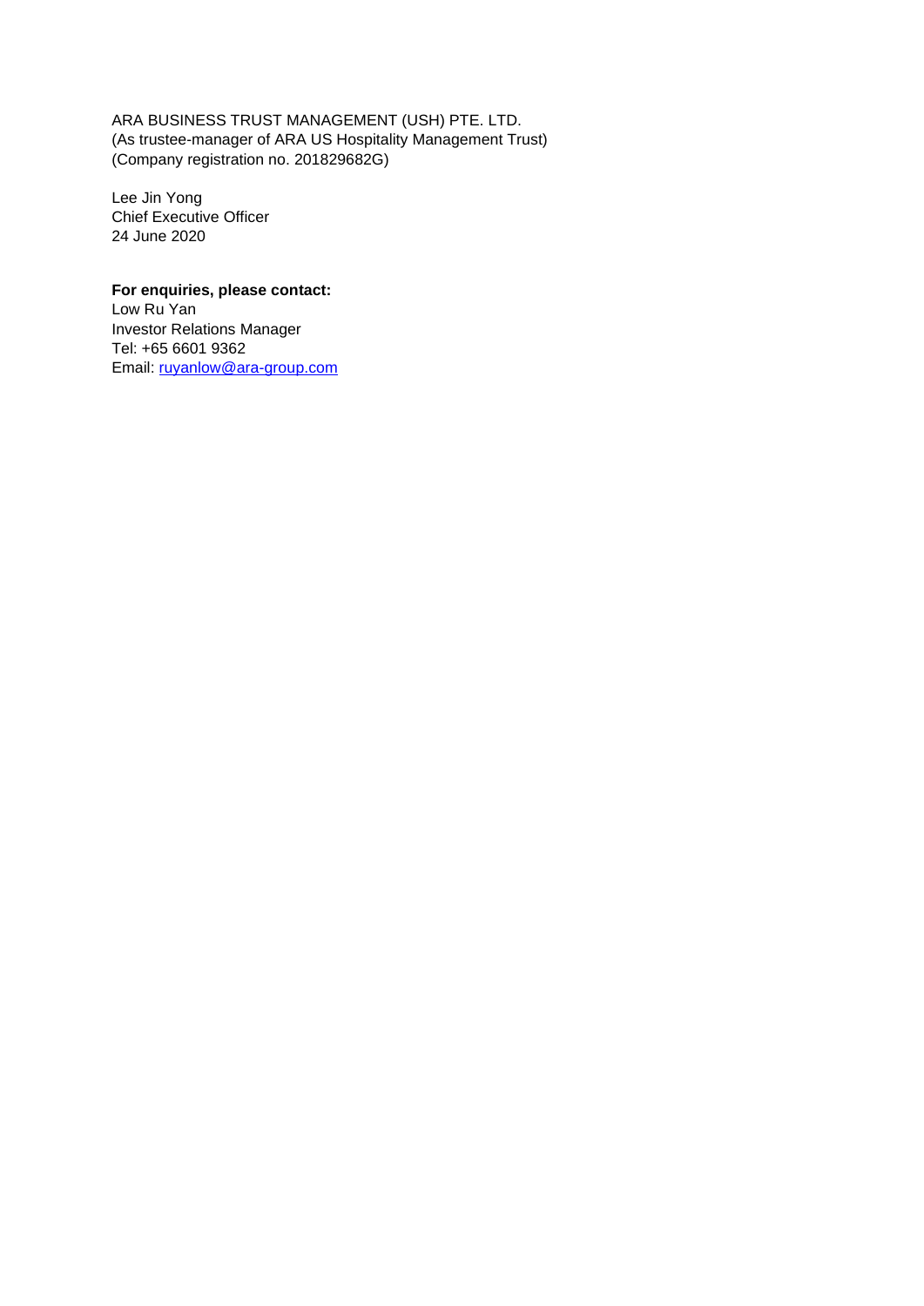ARA BUSINESS TRUST MANAGEMENT (USH) PTE. LTD.
(As trustee-manager of ARA US Hospitality Management Trust)
(Company registration no. 201829682G)

Lee Jin Yong
Chief Executive Officer
24 June 2020

**For enquiries, please contact:**
Low Ru Yan
Investor Relations Manager
Tel: +65 6601 9362
Email: ruyanlow@ara-group.com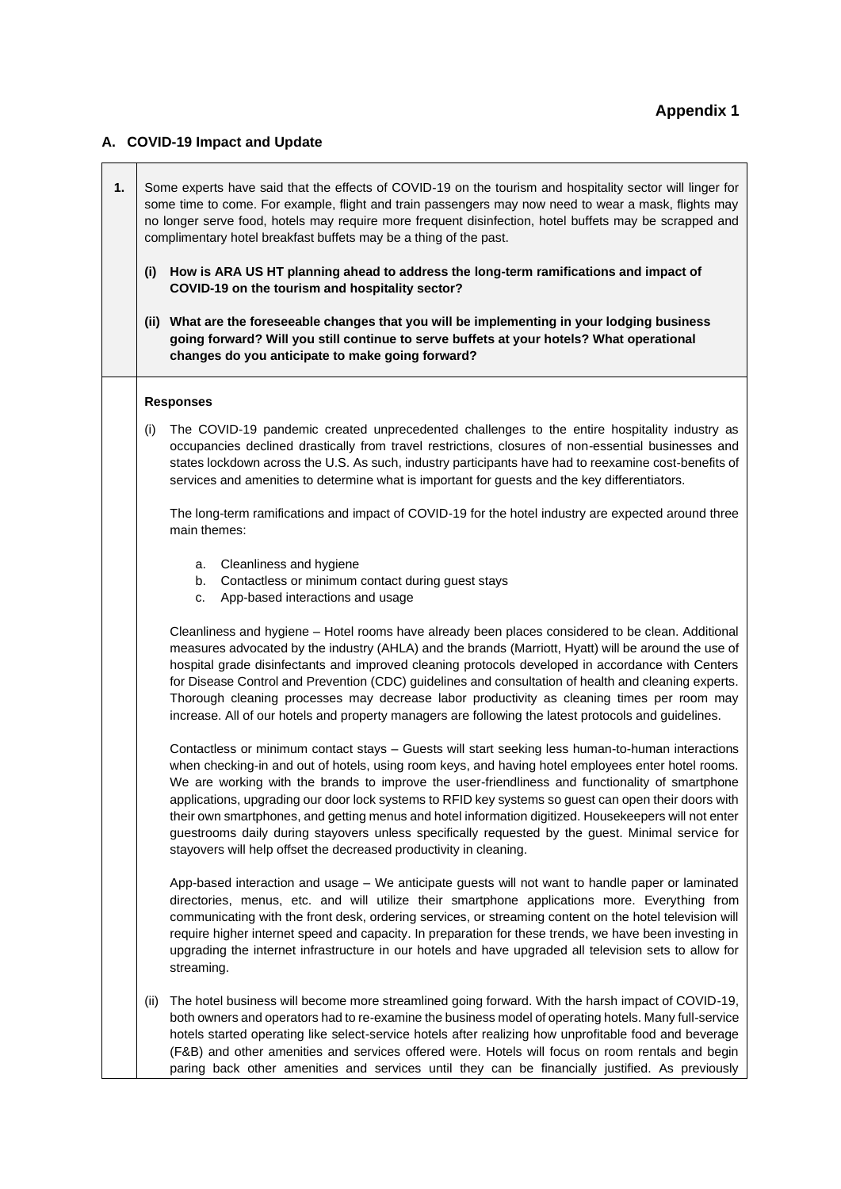**Appendix 1**

## A. COVID-19 Impact and Update

**1.** Some experts have said that the effects of COVID-19 on the tourism and hospitality sector will linger for some time to come. For example, flight and train passengers may now need to wear a mask, flights may no longer serve food, hotels may require more frequent disinfection, hotel buffets may be scrapped and complimentary hotel breakfast buffets may be a thing of the past.

**(i) How is ARA US HT planning ahead to address the long-term ramifications and impact of COVID-19 on the tourism and hospitality sector?**

**(ii) What are the foreseeable changes that you will be implementing in your lodging business going forward? Will you still continue to serve buffets at your hotels? What operational changes do you anticipate to make going forward?**

**Responses**

(i) The COVID-19 pandemic created unprecedented challenges to the entire hospitality industry as occupancies declined drastically from travel restrictions, closures of non-essential businesses and states lockdown across the U.S. As such, industry participants have had to reexamine cost-benefits of services and amenities to determine what is important for guests and the key differentiators.

The long-term ramifications and impact of COVID-19 for the hotel industry are expected around three main themes:

a. Cleanliness and hygiene
b. Contactless or minimum contact during guest stays
c. App-based interactions and usage

Cleanliness and hygiene – Hotel rooms have already been places considered to be clean. Additional measures advocated by the industry (AHLA) and the brands (Marriott, Hyatt) will be around the use of hospital grade disinfectants and improved cleaning protocols developed in accordance with Centers for Disease Control and Prevention (CDC) guidelines and consultation of health and cleaning experts. Thorough cleaning processes may decrease labor productivity as cleaning times per room may increase. All of our hotels and property managers are following the latest protocols and guidelines.

Contactless or minimum contact stays – Guests will start seeking less human-to-human interactions when checking-in and out of hotels, using room keys, and having hotel employees enter hotel rooms. We are working with the brands to improve the user-friendliness and functionality of smartphone applications, upgrading our door lock systems to RFID key systems so guest can open their doors with their own smartphones, and getting menus and hotel information digitized. Housekeepers will not enter guestrooms daily during stayovers unless specifically requested by the guest. Minimal service for stayovers will help offset the decreased productivity in cleaning.

App-based interaction and usage – We anticipate guests will not want to handle paper or laminated directories, menus, etc. and will utilize their smartphone applications more. Everything from communicating with the front desk, ordering services, or streaming content on the hotel television will require higher internet speed and capacity. In preparation for these trends, we have been investing in upgrading the internet infrastructure in our hotels and have upgraded all television sets to allow for streaming.

(ii) The hotel business will become more streamlined going forward. With the harsh impact of COVID-19, both owners and operators had to re-examine the business model of operating hotels. Many full-service hotels started operating like select-service hotels after realizing how unprofitable food and beverage (F&B) and other amenities and services offered were. Hotels will focus on room rentals and begin paring back other amenities and services until they can be financially justified. As previously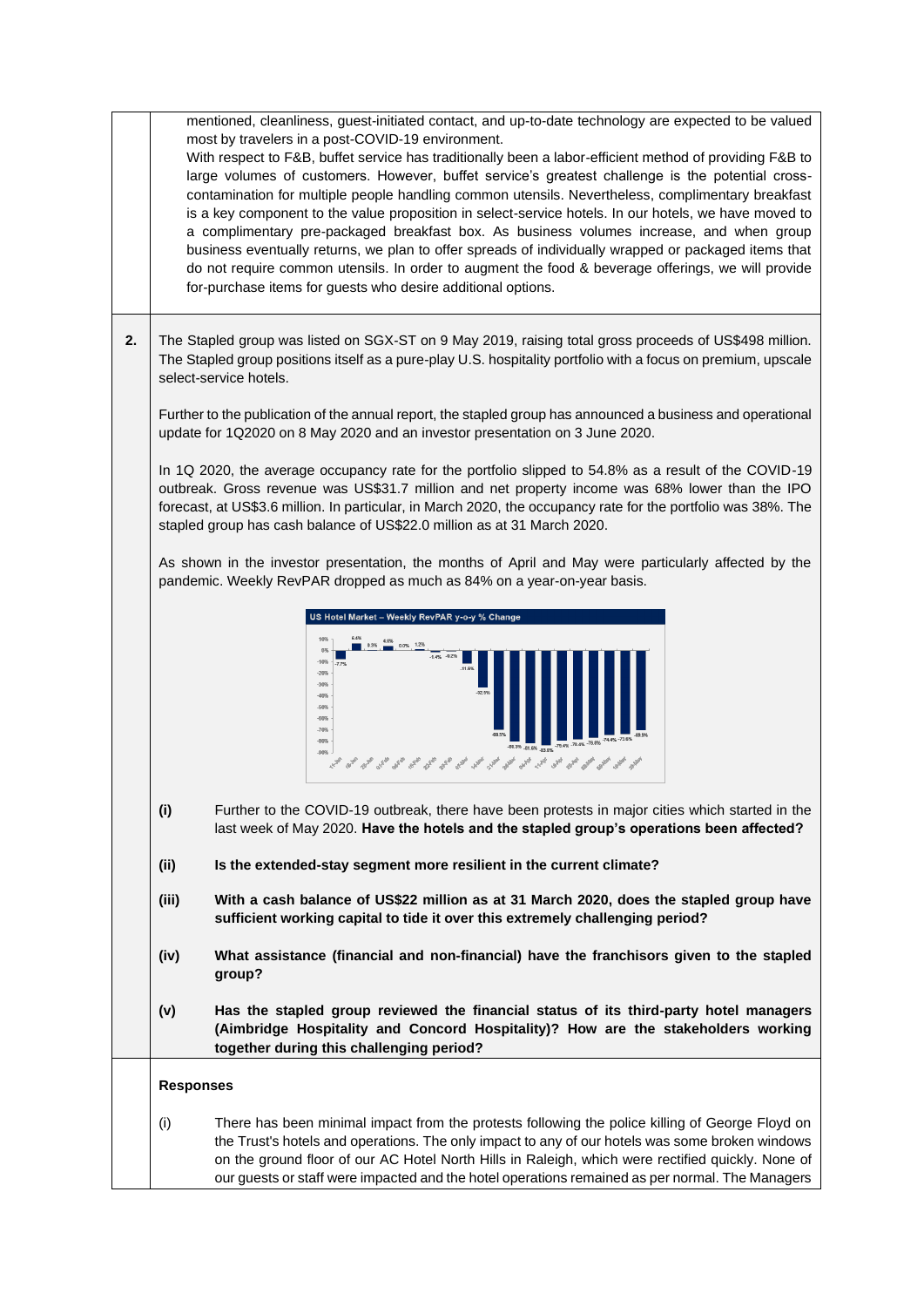mentioned, cleanliness, guest-initiated contact, and up-to-date technology are expected to be valued most by travelers in a post-COVID-19 environment.

With respect to F&B, buffet service has traditionally been a labor-efficient method of providing F&B to large volumes of customers. However, buffet service's greatest challenge is the potential cross-contamination for multiple people handling common utensils. Nevertheless, complimentary breakfast is a key component to the value proposition in select-service hotels. In our hotels, we have moved to a complimentary pre-packaged breakfast box. As business volumes increase, and when group business eventually returns, we plan to offer spreads of individually wrapped or packaged items that do not require common utensils. In order to augment the food & beverage offerings, we will provide for-purchase items for guests who desire additional options.

**2.** The Stapled group was listed on SGX-ST on 9 May 2019, raising total gross proceeds of US$498 million. The Stapled group positions itself as a pure-play U.S. hospitality portfolio with a focus on premium, upscale select-service hotels.

Further to the publication of the annual report, the stapled group has announced a business and operational update for 1Q2020 on 8 May 2020 and an investor presentation on 3 June 2020.

In 1Q 2020, the average occupancy rate for the portfolio slipped to 54.8% as a result of the COVID-19 outbreak. Gross revenue was US$31.7 million and net property income was 68% lower than the IPO forecast, at US$3.6 million. In particular, in March 2020, the occupancy rate for the portfolio was 38%. The stapled group has cash balance of US$22.0 million as at 31 March 2020.

As shown in the investor presentation, the months of April and May were particularly affected by the pandemic. Weekly RevPAR dropped as much as 84% on a year-on-year basis.

US Hotel Market – Weekly RevPAR y-o-y % Change

(i) **Further to the COVID-19 outbreak, there have been protests in major cities which started in the last week of May 2020. Have the hotels and the stapled group's operations been affected?**

(ii) **Is the extended-stay segment more resilient in the current climate?**

(iii) **With a cash balance of US$22 million as at 31 March 2020, does the stapled group have sufficient working capital to tide it over this extremely challenging period?**

(iv) **What assistance (financial and non-financial) have the franchisors given to the stapled group?**

(v) **Has the stapled group reviewed the financial status of its third-party hotel managers (Aimbridge Hospitality and Concord Hospitality)? How are the stakeholders working together during this challenging period?**

**Responses**

(i) There has been minimal impact from the protests following the police killing of George Floyd on the Trust's hotels and operations. The only impact to any of our hotels was some broken windows on the ground floor of our AC Hotel North Hills in Raleigh, which were rectified quickly. None of our guests or staff were impacted and the hotel operations remained as per normal. The Managers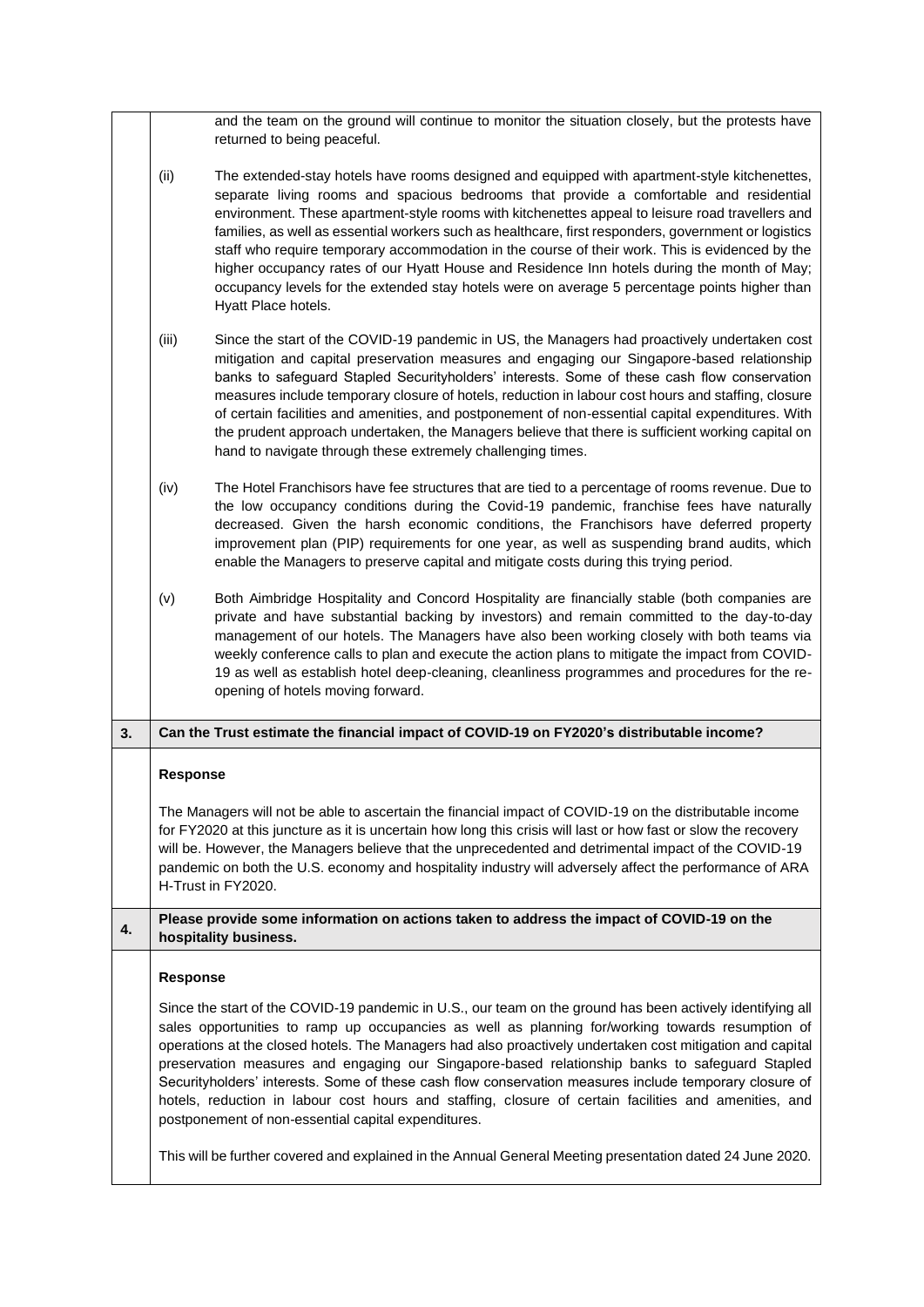and the team on the ground will continue to monitor the situation closely, but the protests have returned to being peaceful.

(ii) The extended-stay hotels have rooms designed and equipped with apartment-style kitchenettes, separate living rooms and spacious bedrooms that provide a comfortable and residential environment. These apartment-style rooms with kitchenettes appeal to leisure road travellers and families, as well as essential workers such as healthcare, first responders, government or logistics staff who require temporary accommodation in the course of their work. This is evidenced by the higher occupancy rates of our Hyatt House and Residence Inn hotels during the month of May; occupancy levels for the extended stay hotels were on average 5 percentage points higher than Hyatt Place hotels.

(iii) Since the start of the COVID-19 pandemic in US, the Managers had proactively undertaken cost mitigation and capital preservation measures and engaging our Singapore-based relationship banks to safeguard Stapled Securityholders' interests. Some of these cash flow conservation measures include temporary closure of hotels, reduction in labour cost hours and staffing, closure of certain facilities and amenities, and postponement of non-essential capital expenditures. With the prudent approach undertaken, the Managers believe that there is sufficient working capital on hand to navigate through these extremely challenging times.

(iv) The Hotel Franchisors have fee structures that are tied to a percentage of rooms revenue. Due to the low occupancy conditions during the Covid-19 pandemic, franchise fees have naturally decreased. Given the harsh economic conditions, the Franchisors have deferred property improvement plan (PIP) requirements for one year, as well as suspending brand audits, which enable the Managers to preserve capital and mitigate costs during this trying period.

(v) Both Aimbridge Hospitality and Concord Hospitality are financially stable (both companies are private and have substantial backing by investors) and remain committed to the day-to-day management of our hotels. The Managers have also been working closely with both teams via weekly conference calls to plan and execute the action plans to mitigate the impact from COVID-19 as well as establish hotel deep-cleaning, cleanliness programmes and procedures for the re-opening of hotels moving forward.

**3. Can the Trust estimate the financial impact of COVID-19 on FY2020's distributable income?**

**Response**

The Managers will not be able to ascertain the financial impact of COVID-19 on the distributable income for FY2020 at this juncture as it is uncertain how long this crisis will last or how fast or slow the recovery will be. However, the Managers believe that the unprecedented and detrimental impact of the COVID-19 pandemic on both the U.S. economy and hospitality industry will adversely affect the performance of ARA H-Trust in FY2020.

**4. Please provide some information on actions taken to address the impact of COVID-19 on the hospitality business.**

**Response**

Since the start of the COVID-19 pandemic in U.S., our team on the ground has been actively identifying all sales opportunities to ramp up occupancies as well as planning for/working towards resumption of operations at the closed hotels. The Managers had also proactively undertaken cost mitigation and capital preservation measures and engaging our Singapore-based relationship banks to safeguard Stapled Securityholders' interests. Some of these cash flow conservation measures include temporary closure of hotels, reduction in labour cost hours and staffing, closure of certain facilities and amenities, and postponement of non-essential capital expenditures.

This will be further covered and explained in the Annual General Meeting presentation dated 24 June 2020.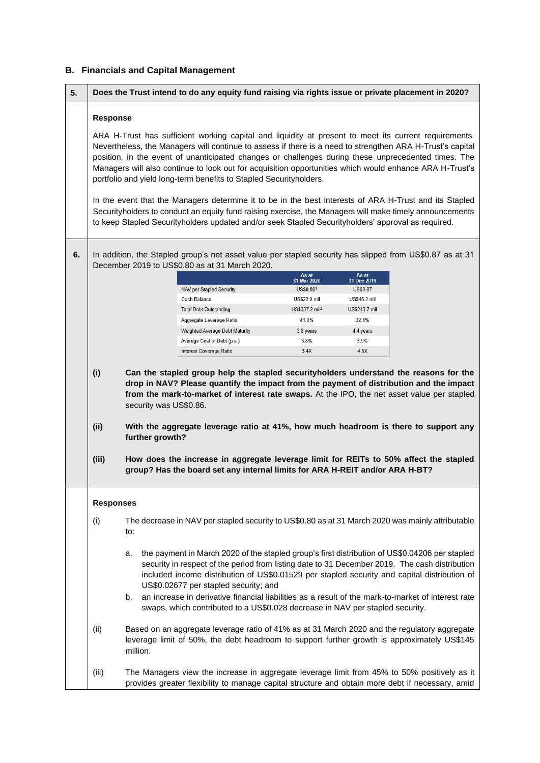## B. Financials and Capital Management

**5. Does the Trust intend to do any equity fund raising via rights issue or private placement in 2020?**

**Response**

ARA H-Trust has sufficient working capital and liquidity at present to meet its current requirements. Nevertheless, the Managers will continue to assess if there is a need to strengthen ARA H-Trust's capital position, in the event of unanticipated changes or challenges during these unprecedented times. The Managers will also continue to look out for acquisition opportunities which would enhance ARA H-Trust's portfolio and yield long-term benefits to Stapled Securityholders.

In the event that the Managers determine it to be in the best interests of ARA H-Trust and its Stapled Securityholders to conduct an equity fund raising exercise, the Managers will make timely announcements to keep Stapled Securityholders updated and/or seek Stapled Securityholders' approval as required.

**6.** In addition, the Stapled group's net asset value per stapled security has slipped from US$0.87 as at 31 December 2019 to US$0.80 as at 31 March 2020.

| | As at 31 Mar 2020 | As at 31 Dec 2019 |
|---|---|---|
| NAV per Stapled Security | US$0.80[1] | US$0.87 |
| Cash Balance | US$22.0 mil | US$45.2 mil |
| Total Debt Outstanding | US$337.2 mil[2] | US$243.7 mil |
| Aggregate Leverage Ratio | 41.0% | 32.1% |
| Weighted Average Debt Maturity | 3.8 years | 4.4 years |
| Average Cost of Debt (p.a.) | 3.8% | 3.9% |
| Interest Coverage Ratio | 3.4X | 4.5X |

(i) **Can the stapled group help the stapled securityholders understand the reasons for the drop in NAV? Please quantify the impact from the payment of distribution and the impact from the mark-to-market of interest rate swaps.** At the IPO, the net asset value per stapled security was US$0.86.

(ii) **With the aggregate leverage ratio at 41%, how much headroom is there to support any further growth?**

(iii) **How does the increase in aggregate leverage limit for REITs to 50% affect the stapled group? Has the board set any internal limits for ARA H-REIT and/or ARA H-BT?**

**Responses**

(i) The decrease in NAV per stapled security to US$0.80 as at 31 March 2020 was mainly attributable to:

a. the payment in March 2020 of the stapled group's first distribution of US$0.04206 per stapled security in respect of the period from listing date to 31 December 2019. The cash distribution included income distribution of US$0.01529 per stapled security and capital distribution of US$0.02677 per stapled security; and

b. an increase in derivative financial liabilities as a result of the mark-to-market of interest rate swaps, which contributed to a US$0.028 decrease in NAV per stapled security.

(ii) Based on an aggregate leverage ratio of 41% as at 31 March 2020 and the regulatory aggregate leverage limit of 50%, the debt headroom to support further growth is approximately US$145 million.

(iii) The Managers view the increase in aggregate leverage limit from 45% to 50% positively as it provides greater flexibility to manage capital structure and obtain more debt if necessary, amid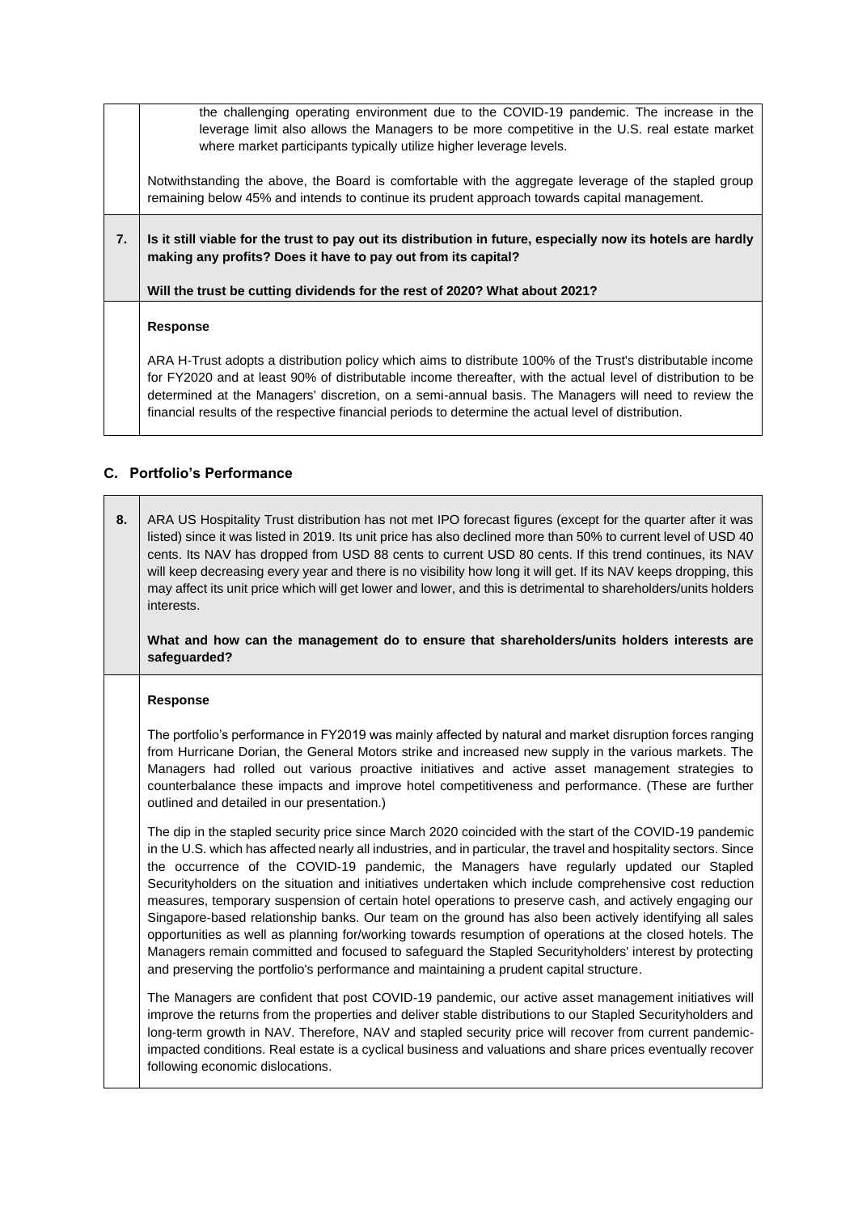the challenging operating environment due to the COVID-19 pandemic. The increase in the leverage limit also allows the Managers to be more competitive in the U.S. real estate market where market participants typically utilize higher leverage levels.

Notwithstanding the above, the Board is comfortable with the aggregate leverage of the stapled group remaining below 45% and intends to continue its prudent approach towards capital management.

**7. Is it still viable for the trust to pay out its distribution in future, especially now its hotels are hardly making any profits? Does it have to pay out from its capital?**

**Will the trust be cutting dividends for the rest of 2020? What about 2021?**

**Response**

ARA H-Trust adopts a distribution policy which aims to distribute 100% of the Trust's distributable income for FY2020 and at least 90% of distributable income thereafter, with the actual level of distribution to be determined at the Managers' discretion, on a semi-annual basis. The Managers will need to review the financial results of the respective financial periods to determine the actual level of distribution.

## C. Portfolio's Performance

**8.** ARA US Hospitality Trust distribution has not met IPO forecast figures (except for the quarter after it was listed) since it was listed in 2019. Its unit price has also declined more than 50% to current level of USD 40 cents. Its NAV has dropped from USD 88 cents to current USD 80 cents. If this trend continues, its NAV will keep decreasing every year and there is no visibility how long it will get. If its NAV keeps dropping, this may affect its unit price which will get lower and lower, and this is detrimental to shareholders/units holders interests.

**What and how can the management do to ensure that shareholders/units holders interests are safeguarded?**

**Response**

The portfolio's performance in FY2019 was mainly affected by natural and market disruption forces ranging from Hurricane Dorian, the General Motors strike and increased new supply in the various markets. The Managers had rolled out various proactive initiatives and active asset management strategies to counterbalance these impacts and improve hotel competitiveness and performance. (These are further outlined and detailed in our presentation.)

The dip in the stapled security price since March 2020 coincided with the start of the COVID-19 pandemic in the U.S. which has affected nearly all industries, and in particular, the travel and hospitality sectors. Since the occurrence of the COVID-19 pandemic, the Managers have regularly updated our Stapled Securityholders on the situation and initiatives undertaken which include comprehensive cost reduction measures, temporary suspension of certain hotel operations to preserve cash, and actively engaging our Singapore-based relationship banks. Our team on the ground has also been actively identifying all sales opportunities as well as planning for/working towards resumption of operations at the closed hotels. The Managers remain committed and focused to safeguard the Stapled Securityholders' interest by protecting and preserving the portfolio's performance and maintaining a prudent capital structure.

The Managers are confident that post COVID-19 pandemic, our active asset management initiatives will improve the returns from the properties and deliver stable distributions to our Stapled Securityholders and long-term growth in NAV. Therefore, NAV and stapled security price will recover from current pandemic-impacted conditions. Real estate is a cyclical business and valuations and share prices eventually recover following economic dislocations.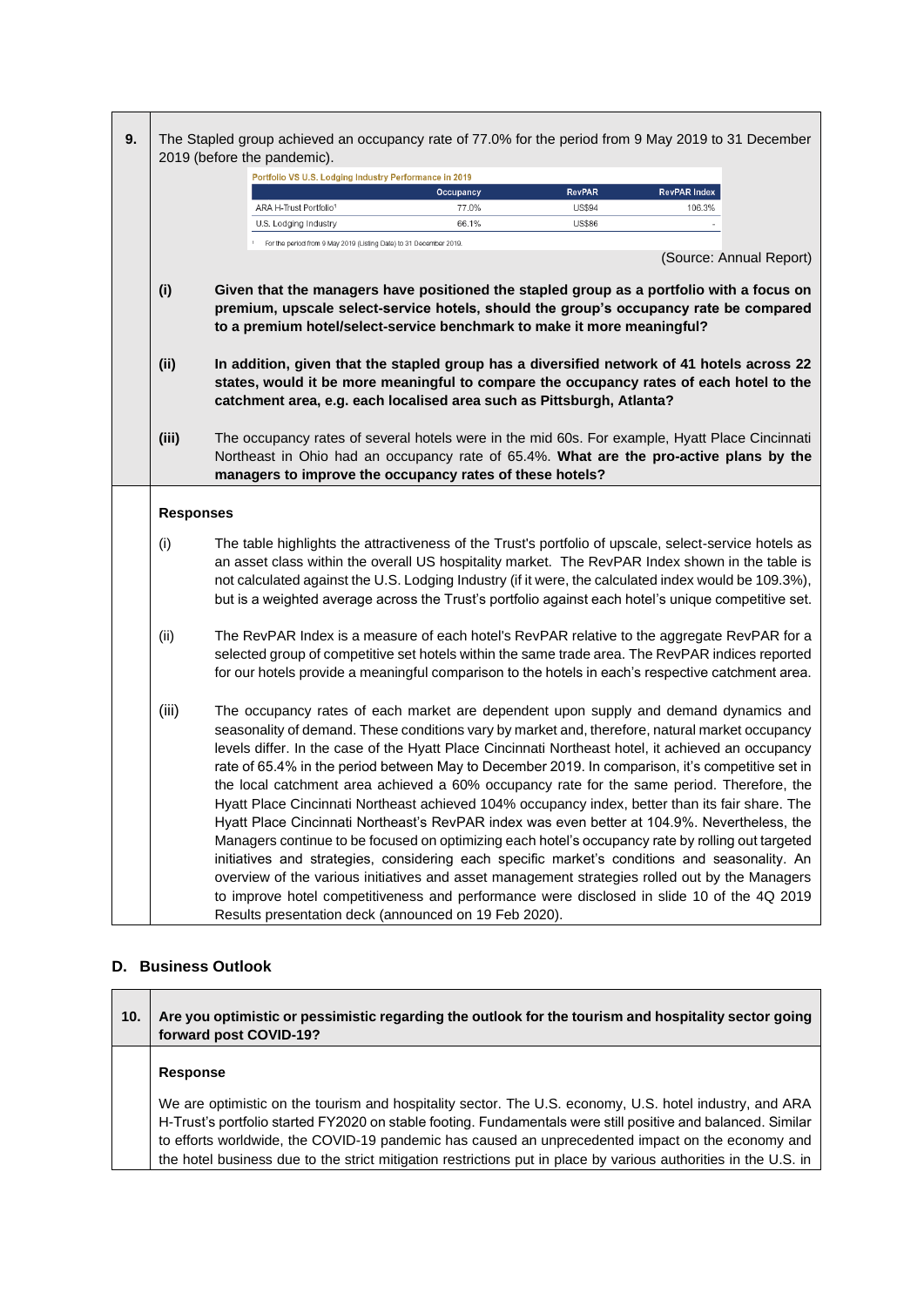**9.** The Stapled group achieved an occupancy rate of 77.0% for the period from 9 May 2019 to 31 December 2019 (before the pandemic).

Portfolio VS U.S. Lodging Industry Performance in 2019

| | Occupancy | RevPAR | RevPAR Index |
|---|---|---|---|
| ARA H-Trust Portfolio[1] | 77.0% | US$94 | 106.3% |
| U.S. Lodging Industry | 66.1% | US$86 | - |

[1] For the period from 9 May 2019 (Listing Date) to 31 December 2019.

(Source: Annual Report)

(i) **Given that the managers have positioned the stapled group as a portfolio with a focus on premium, upscale select-service hotels, should the group's occupancy rate be compared to a premium hotel/select-service benchmark to make it more meaningful?**

(ii) **In addition, given that the stapled group has a diversified network of 41 hotels across 22 states, would it be more meaningful to compare the occupancy rates of each hotel to the catchment area, e.g. each localised area such as Pittsburgh, Atlanta?**

(iii) The occupancy rates of several hotels were in the mid 60s. For example, Hyatt Place Cincinnati Northeast in Ohio had an occupancy rate of 65.4%. **What are the pro-active plans by the managers to improve the occupancy rates of these hotels?**

**Responses**

(i) The table highlights the attractiveness of the Trust's portfolio of upscale, select-service hotels as an asset class within the overall US hospitality market. The RevPAR Index shown in the table is not calculated against the U.S. Lodging Industry (if it were, the calculated index would be 109.3%), but is a weighted average across the Trust's portfolio against each hotel's unique competitive set.

(ii) The RevPAR Index is a measure of each hotel's RevPAR relative to the aggregate RevPAR for a selected group of competitive set hotels within the same trade area. The RevPAR indices reported for our hotels provide a meaningful comparison to the hotels in each's respective catchment area.

(iii) The occupancy rates of each market are dependent upon supply and demand dynamics and seasonality of demand. These conditions vary by market and, therefore, natural market occupancy levels differ. In the case of the Hyatt Place Cincinnati Northeast hotel, it achieved an occupancy rate of 65.4% in the period between May to December 2019. In comparison, it's competitive set in the local catchment area achieved a 60% occupancy rate for the same period. Therefore, the Hyatt Place Cincinnati Northeast achieved 104% occupancy index, better than its fair share. The Hyatt Place Cincinnati Northeast's RevPAR index was even better at 104.9%. Nevertheless, the Managers continue to be focused on optimizing each hotel's occupancy rate by rolling out targeted initiatives and strategies, considering each specific market's conditions and seasonality. An overview of the various initiatives and asset management strategies rolled out by the Managers to improve hotel competitiveness and performance were disclosed in slide 10 of the 4Q 2019 Results presentation deck (announced on 19 Feb 2020).

## D. Business Outlook

**10.** **Are you optimistic or pessimistic regarding the outlook for the tourism and hospitality sector going forward post COVID-19?**

**Response**

We are optimistic on the tourism and hospitality sector. The U.S. economy, U.S. hotel industry, and ARA H-Trust's portfolio started FY2020 on stable footing. Fundamentals were still positive and balanced. Similar to efforts worldwide, the COVID-19 pandemic has caused an unprecedented impact on the economy and the hotel business due to the strict mitigation restrictions put in place by various authorities in the U.S. in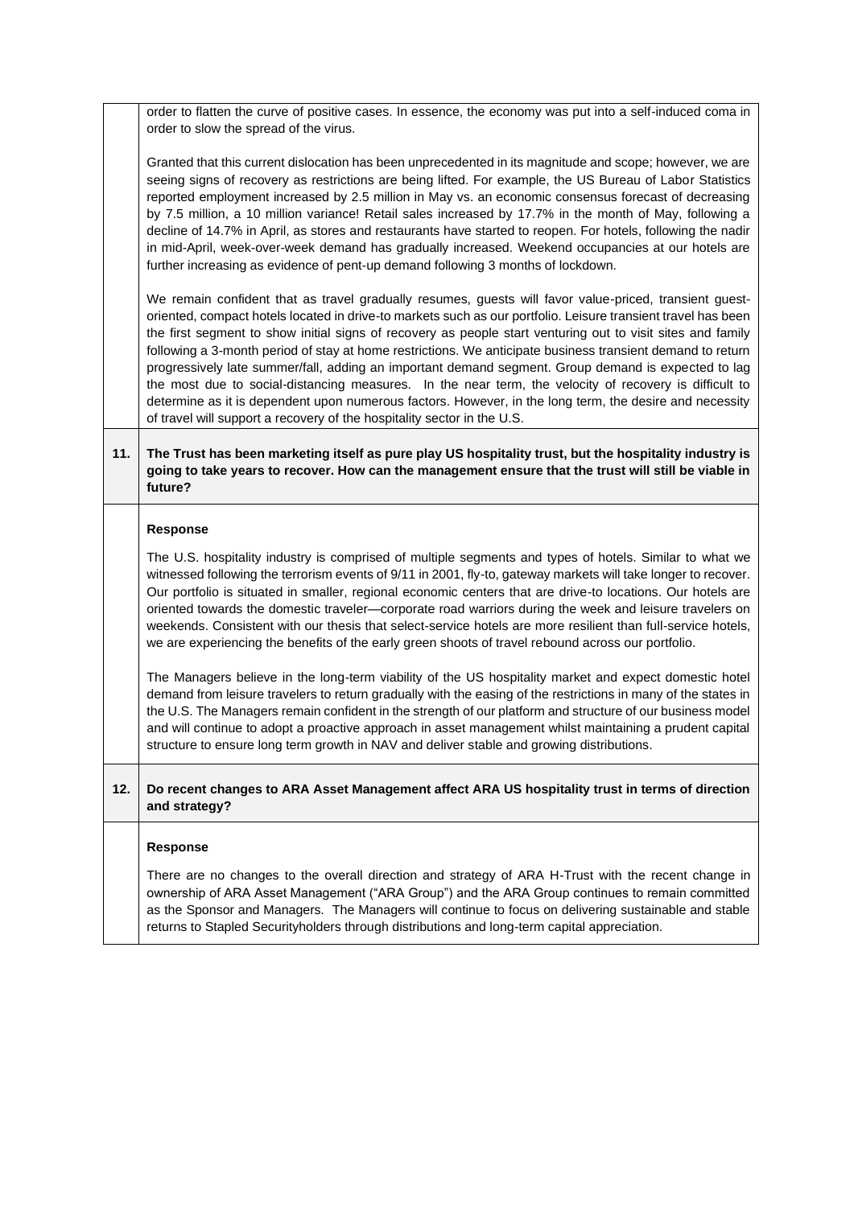| | |
|---|---|
| | order to flatten the curve of positive cases. In essence, the economy was put into a self-induced coma in order to slow the spread of the virus.<br><br>Granted that this current dislocation has been unprecedented in its magnitude and scope; however, we are seeing signs of recovery as restrictions are being lifted. For example, the US Bureau of Labor Statistics reported employment increased by 2.5 million in May vs. an economic consensus forecast of decreasing by 7.5 million, a 10 million variance! Retail sales increased by 17.7% in the month of May, following a decline of 14.7% in April, as stores and restaurants have started to reopen. For hotels, following the nadir in mid-April, week-over-week demand has gradually increased. Weekend occupancies at our hotels are further increasing as evidence of pent-up demand following 3 months of lockdown.<br><br>We remain confident that as travel gradually resumes, guests will favor value-priced, transient guest-oriented, compact hotels located in drive-to markets such as our portfolio. Leisure transient travel has been the first segment to show initial signs of recovery as people start venturing out to visit sites and family following a 3-month period of stay at home restrictions. We anticipate business transient demand to return progressively late summer/fall, adding an important demand segment. Group demand is expected to lag the most due to social-distancing measures. In the near term, the velocity of recovery is difficult to determine as it is dependent upon numerous factors. However, in the long term, the desire and necessity of travel will support a recovery of the hospitality sector in the U.S. |
| **11.** | **The Trust has been marketing itself as pure play US hospitality trust, but the hospitality industry is going to take years to recover. How can the management ensure that the trust will still be viable in future?** |
| | **Response**<br><br>The U.S. hospitality industry is comprised of multiple segments and types of hotels. Similar to what we witnessed following the terrorism events of 9/11 in 2001, fly-to, gateway markets will take longer to recover. Our portfolio is situated in smaller, regional economic centers that are drive-to locations. Our hotels are oriented towards the domestic traveler—corporate road warriors during the week and leisure travelers on weekends. Consistent with our thesis that select-service hotels are more resilient than full-service hotels, we are experiencing the benefits of the early green shoots of travel rebound across our portfolio.<br><br>The Managers believe in the long-term viability of the US hospitality market and expect domestic hotel demand from leisure travelers to return gradually with the easing of the restrictions in many of the states in the U.S. The Managers remain confident in the strength of our platform and structure of our business model and will continue to adopt a proactive approach in asset management whilst maintaining a prudent capital structure to ensure long term growth in NAV and deliver stable and growing distributions. |
| **12.** | **Do recent changes to ARA Asset Management affect ARA US hospitality trust in terms of direction and strategy?** |
| | **Response**<br><br>There are no changes to the overall direction and strategy of ARA H-Trust with the recent change in ownership of ARA Asset Management ("ARA Group") and the ARA Group continues to remain committed as the Sponsor and Managers. The Managers will continue to focus on delivering sustainable and stable returns to Stapled Securityholders through distributions and long-term capital appreciation. |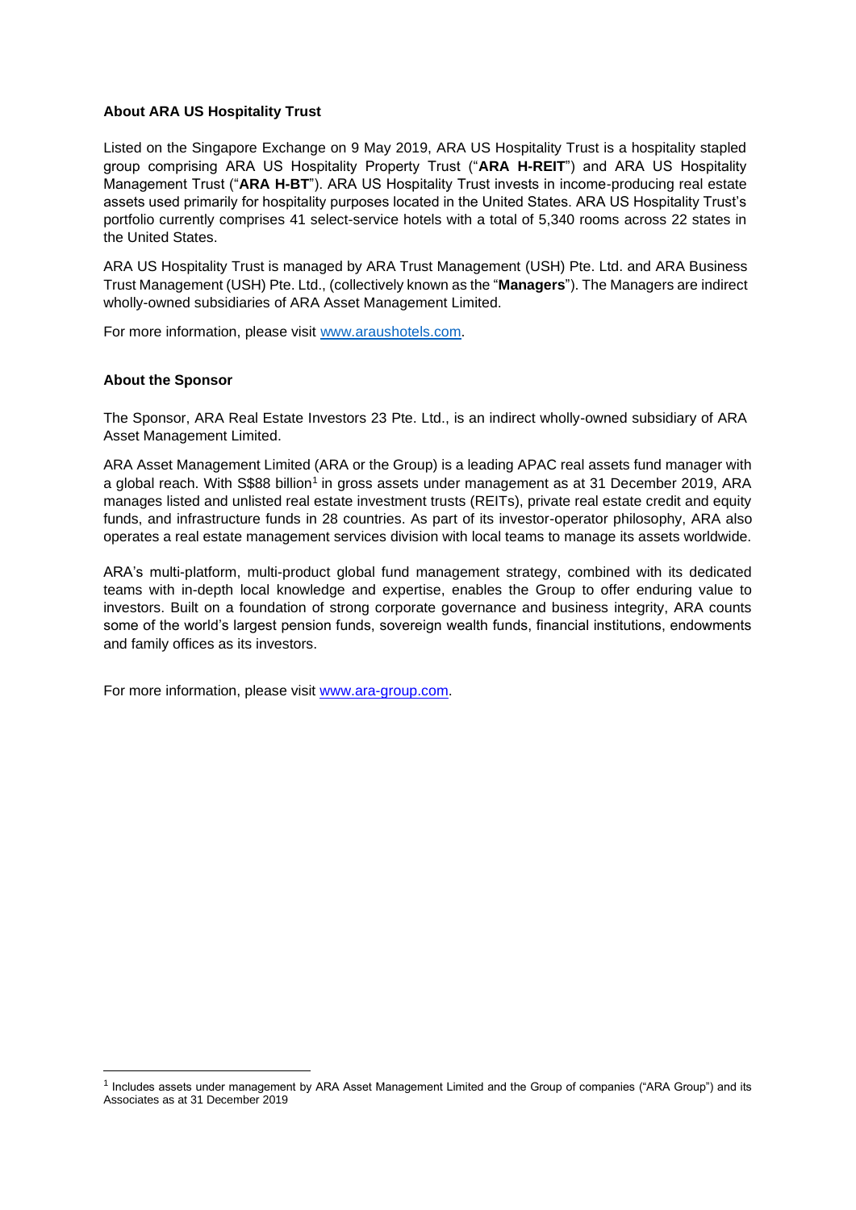**About ARA US Hospitality Trust**

Listed on the Singapore Exchange on 9 May 2019, ARA US Hospitality Trust is a hospitality stapled group comprising ARA US Hospitality Property Trust ("**ARA H-REIT**") and ARA US Hospitality Management Trust ("**ARA H-BT**"). ARA US Hospitality Trust invests in income-producing real estate assets used primarily for hospitality purposes located in the United States. ARA US Hospitality Trust's portfolio currently comprises 41 select-service hotels with a total of 5,340 rooms across 22 states in the United States.

ARA US Hospitality Trust is managed by ARA Trust Management (USH) Pte. Ltd. and ARA Business Trust Management (USH) Pte. Ltd., (collectively known as the "**Managers**"). The Managers are indirect wholly-owned subsidiaries of ARA Asset Management Limited.

For more information, please visit www.araushotels.com.

**About the Sponsor**

The Sponsor, ARA Real Estate Investors 23 Pte. Ltd., is an indirect wholly-owned subsidiary of ARA Asset Management Limited.

ARA Asset Management Limited (ARA or the Group) is a leading APAC real assets fund manager with a global reach. With S$88 billion[1] in gross assets under management as at 31 December 2019, ARA manages listed and unlisted real estate investment trusts (REITs), private real estate credit and equity funds, and infrastructure funds in 28 countries. As part of its investor-operator philosophy, ARA also operates a real estate management services division with local teams to manage its assets worldwide.

ARA's multi-platform, multi-product global fund management strategy, combined with its dedicated teams with in-depth local knowledge and expertise, enables the Group to offer enduring value to investors. Built on a foundation of strong corporate governance and business integrity, ARA counts some of the world's largest pension funds, sovereign wealth funds, financial institutions, endowments and family offices as its investors.

For more information, please visit www.ara-group.com.

[1] Includes assets under management by ARA Asset Management Limited and the Group of companies ("ARA Group") and its Associates as at 31 December 2019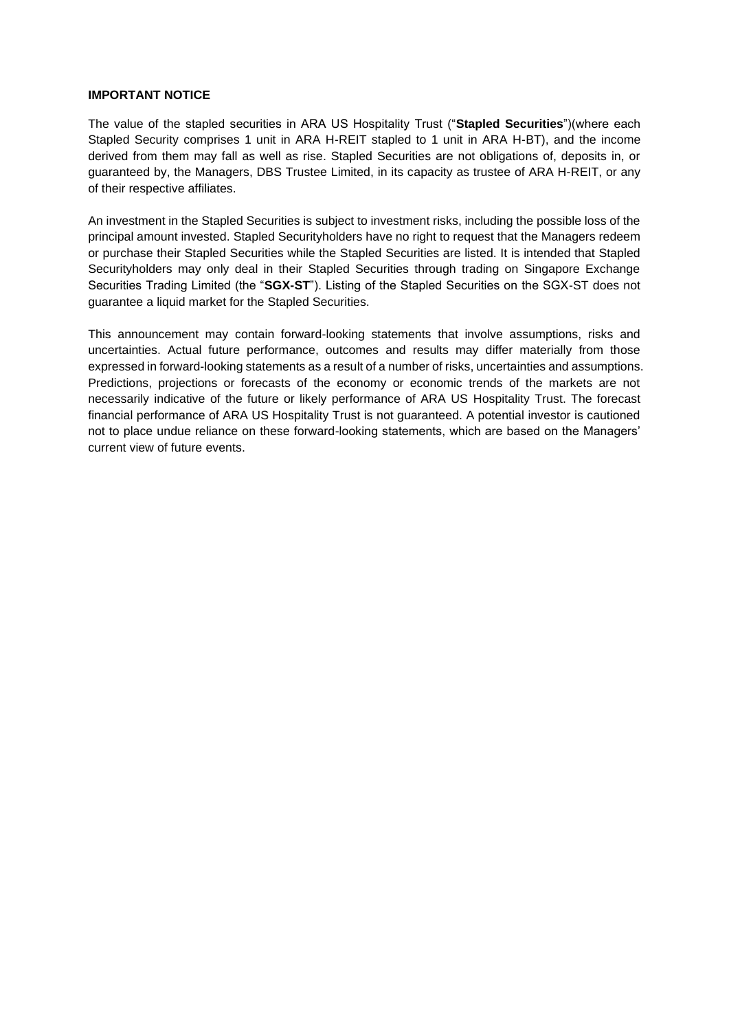**IMPORTANT NOTICE**

The value of the stapled securities in ARA US Hospitality Trust ("**Stapled Securities**")(where each Stapled Security comprises 1 unit in ARA H-REIT stapled to 1 unit in ARA H-BT), and the income derived from them may fall as well as rise. Stapled Securities are not obligations of, deposits in, or guaranteed by, the Managers, DBS Trustee Limited, in its capacity as trustee of ARA H-REIT, or any of their respective affiliates.

An investment in the Stapled Securities is subject to investment risks, including the possible loss of the principal amount invested. Stapled Securityholders have no right to request that the Managers redeem or purchase their Stapled Securities while the Stapled Securities are listed. It is intended that Stapled Securityholders may only deal in their Stapled Securities through trading on Singapore Exchange Securities Trading Limited (the "**SGX-ST**"). Listing of the Stapled Securities on the SGX-ST does not guarantee a liquid market for the Stapled Securities.

This announcement may contain forward-looking statements that involve assumptions, risks and uncertainties. Actual future performance, outcomes and results may differ materially from those expressed in forward-looking statements as a result of a number of risks, uncertainties and assumptions. Predictions, projections or forecasts of the economy or economic trends of the markets are not necessarily indicative of the future or likely performance of ARA US Hospitality Trust. The forecast financial performance of ARA US Hospitality Trust is not guaranteed. A potential investor is cautioned not to place undue reliance on these forward-looking statements, which are based on the Managers' current view of future events.